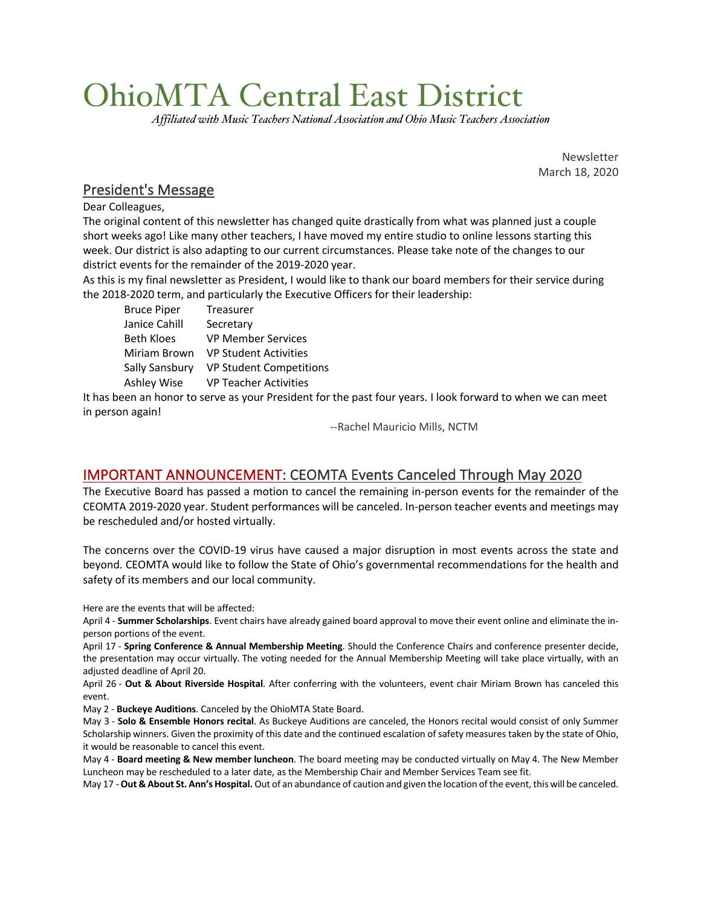# OhioMTA Central East District

*Affiliated with Music Teachers National Association and Ohio Music Teachers Association*

Newsletter
March 18, 2020

## President's Message

Dear Colleagues,

The original content of this newsletter has changed quite drastically from what was planned just a couple short weeks ago! Like many other teachers, I have moved my entire studio to online lessons starting this week. Our district is also adapting to our current circumstances. Please take note of the changes to our district events for the remainder of the 2019-2020 year.

As this is my final newsletter as President, I would like to thank our board members for their service during the 2018-2020 term, and particularly the Executive Officers for their leadership:

| | |
|---|---|
| Bruce Piper | Treasurer |
| Janice Cahill | Secretary |
| Beth Kloes | VP Member Services |
| Miriam Brown | VP Student Activities |
| Sally Sansbury | VP Student Competitions |
| Ashley Wise | VP Teacher Activities |

It has been an honor to serve as your President for the past four years. I look forward to when we can meet in person again!

--Rachel Mauricio Mills, NCTM

## IMPORTANT ANNOUNCEMENT: CEOMTA Events Canceled Through May 2020

The Executive Board has passed a motion to cancel the remaining in-person events for the remainder of the CEOMTA 2019-2020 year. Student performances will be canceled. In-person teacher events and meetings may be rescheduled and/or hosted virtually.

The concerns over the COVID-19 virus have caused a major disruption in most events across the state and beyond. CEOMTA would like to follow the State of Ohio's governmental recommendations for the health and safety of its members and our local community.

Here are the events that will be affected:

April 4 - **Summer Scholarships**. Event chairs have already gained board approval to move their event online and eliminate the in-person portions of the event.

April 17 - **Spring Conference & Annual Membership Meeting**. Should the Conference Chairs and conference presenter decide, the presentation may occur virtually. The voting needed for the Annual Membership Meeting will take place virtually, with an adjusted deadline of April 20.

April 26 - **Out & About Riverside Hospital**. After conferring with the volunteers, event chair Miriam Brown has canceled this event.

May 2 - **Buckeye Auditions**. Canceled by the OhioMTA State Board.

May 3 - **Solo & Ensemble Honors recital**. As Buckeye Auditions are canceled, the Honors recital would consist of only Summer Scholarship winners. Given the proximity of this date and the continued escalation of safety measures taken by the state of Ohio, it would be reasonable to cancel this event.

May 4 - **Board meeting & New member luncheon**. The board meeting may be conducted virtually on May 4. The New Member Luncheon may be rescheduled to a later date, as the Membership Chair and Member Services Team see fit.

May 17 - **Out & About St. Ann's Hospital.** Out of an abundance of caution and given the location of the event, this will be canceled.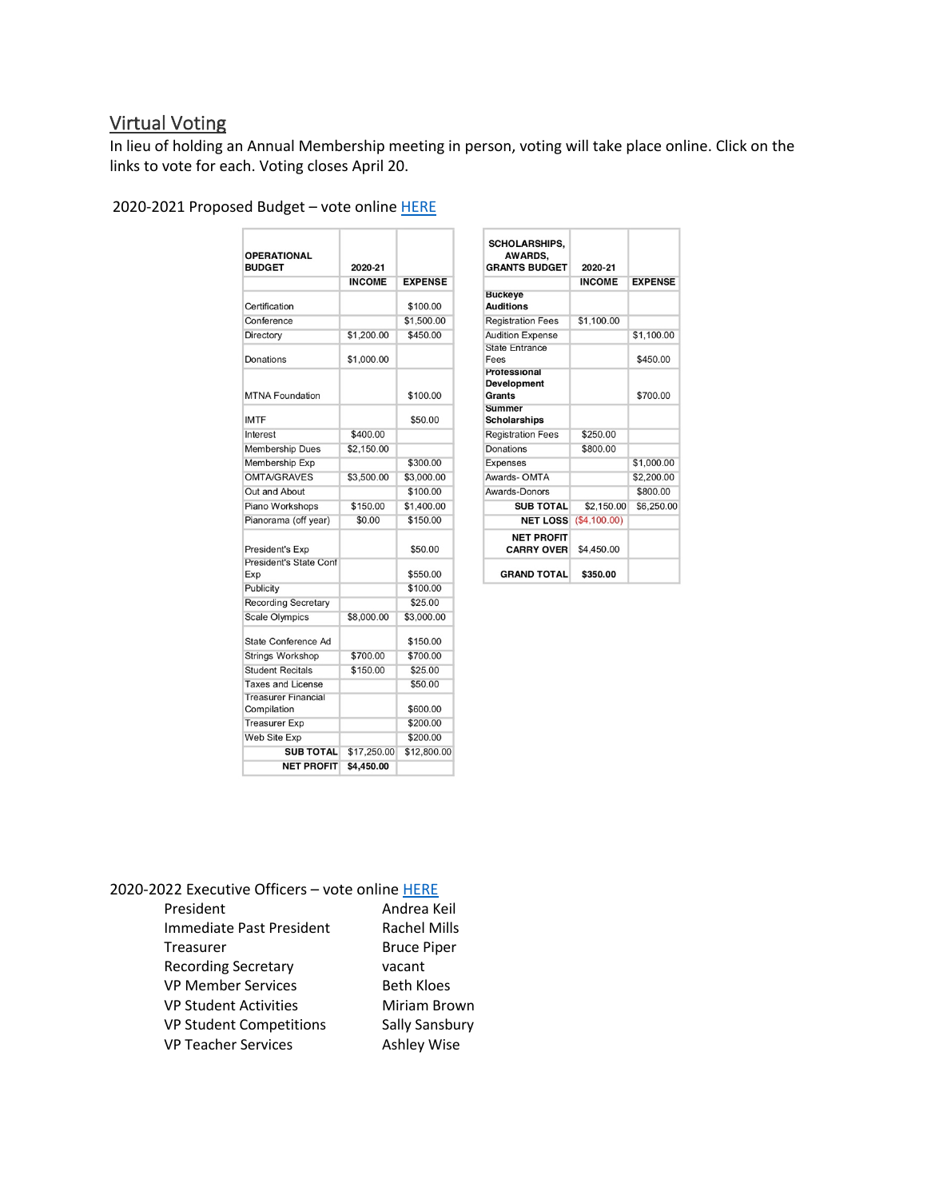## Virtual Voting

In lieu of holding an Annual Membership meeting in person, voting will take place online. Click on the links to vote for each. Voting closes April 20.

2020-2021 Proposed Budget – vote online HERE

| OPERATIONAL BUDGET | 2020-21 | |
|---|---|---|
| | INCOME | EXPENSE |
| Certification | | $100.00 |
| Conference | | $1,500.00 |
| Directory | $1,200.00 | $450.00 |
| Donations | $1,000.00 | |
| MTNA Foundation | | $100.00 |
| IMTF | | $50.00 |
| Interest | $400.00 | |
| Membership Dues | $2,150.00 | |
| Membership Exp | | $300.00 |
| OMTA/GRAVES | $3,500.00 | $3,000.00 |
| Out and About | | $100.00 |
| Piano Workshops | $150.00 | $1,400.00 |
| Pianorama (off year) | $0.00 | $150.00 |
| President's Exp | | $50.00 |
| President's State Conf Exp | | $550.00 |
| Publicity | | $100.00 |
| Recording Secretary | | $25.00 |
| Scale Olympics | $8,000.00 | $3,000.00 |
| State Conference Ad | | $150.00 |
| Strings Workshop | $700.00 | $700.00 |
| Student Recitals | $150.00 | $25.00 |
| Taxes and License | | $50.00 |
| Treasurer Financial Compilation | | $600.00 |
| Treasurer Exp | | $200.00 |
| Web Site Exp | | $200.00 |
| **SUB TOTAL** | $17,250.00 | $12,800.00 |
| **NET PROFIT** | **$4,450.00** | |

| SCHOLARSHIPS, AWARDS, GRANTS BUDGET | 2020-21 | |
|---|---|---|
| | INCOME | EXPENSE |
| **Buckeye Auditions** | | |
| Registration Fees | $1,100.00 | |
| Audition Expense | | $1,100.00 |
| State Entrance Fees | | $450.00 |
| **Professional Development Grants** | | $700.00 |
| **Summer Scholarships** | | |
| Registration Fees | $250.00 | |
| Donations | $800.00 | |
| Expenses | | $1,000.00 |
| Awards- OMTA | | $2,200.00 |
| Awards-Donors | | $800.00 |
| **SUB TOTAL** | $2,150.00 | $6,250.00 |
| **NET LOSS** | ($4,100.00) | |
| **NET PROFIT CARRY OVER** | $4,450.00 | |
| **GRAND TOTAL** | **$350.00** | |

2020-2022 Executive Officers – vote online HERE

| | |
|---|---|
| President | Andrea Keil |
| Immediate Past President | Rachel Mills |
| Treasurer | Bruce Piper |
| Recording Secretary | vacant |
| VP Member Services | Beth Kloes |
| VP Student Activities | Miriam Brown |
| VP Student Competitions | Sally Sansbury |
| VP Teacher Services | Ashley Wise |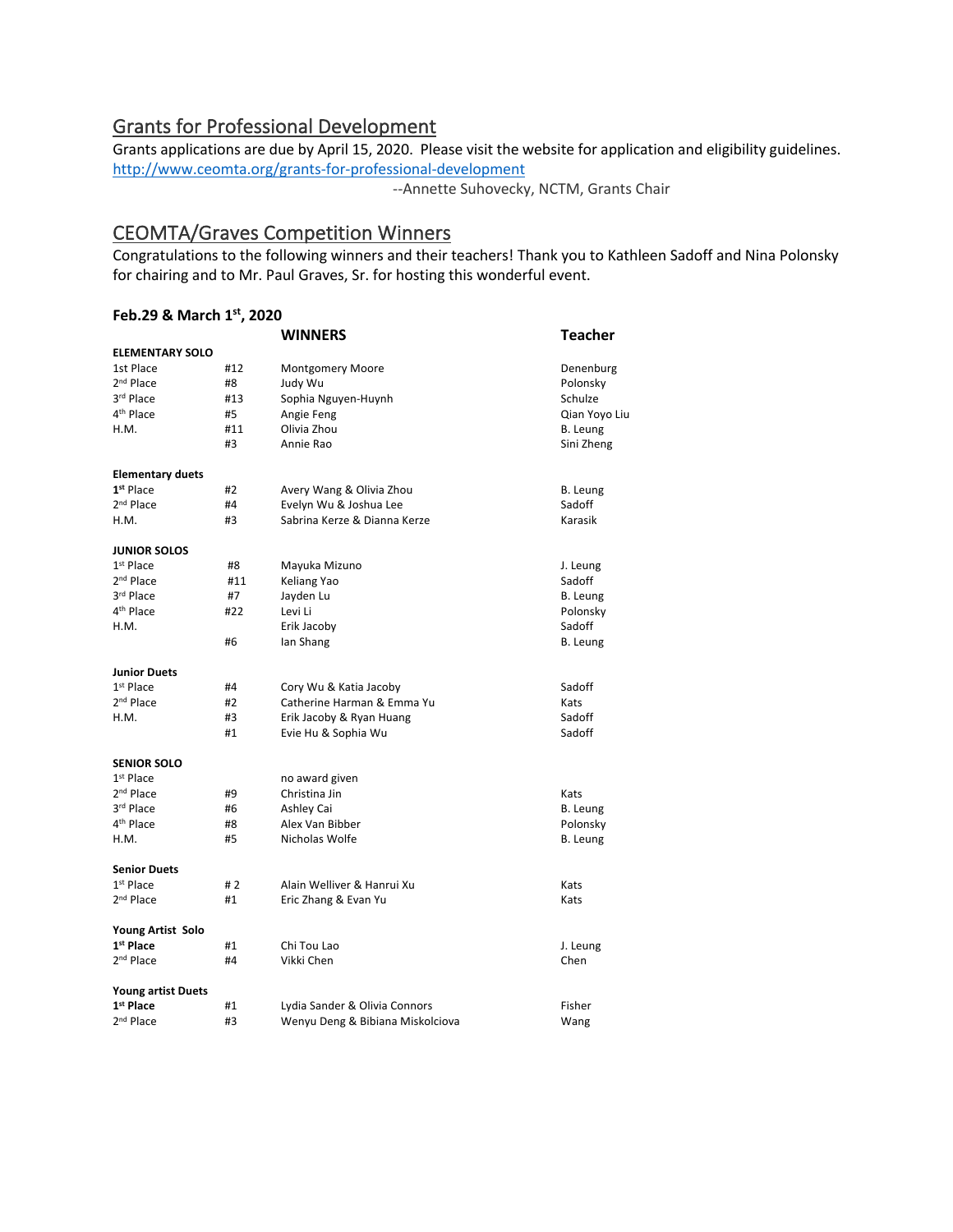## Grants for Professional Development

Grants applications are due by April 15, 2020. Please visit the website for application and eligibility guidelines.
http://www.ceomta.org/grants-for-professional-development

--Annette Suhovecky, NCTM, Grants Chair

## CEOMTA/Graves Competition Winners

Congratulations to the following winners and their teachers! Thank you to Kathleen Sadoff and Nina Polonsky for chairing and to Mr. Paul Graves, Sr. for hosting this wonderful event.

**Feb.29 & March 1st, 2020**

| | | **WINNERS** | **Teacher** |
|---|---|---|---|
| **ELEMENTARY SOLO** | | | |
| 1st Place | #12 | Montgomery Moore | Denenburg |
| 2nd Place | #8 | Judy Wu | Polonsky |
| 3rd Place | #13 | Sophia Nguyen-Huynh | Schulze |
| 4th Place | #5 | Angie Feng | Qian Yoyo Liu |
| H.M. | #11 | Olivia Zhou | B. Leung |
| | #3 | Annie Rao | Sini Zheng |
| **Elementary duets** | | | |
| **1st** Place | #2 | Avery Wang & Olivia Zhou | B. Leung |
| 2nd Place | #4 | Evelyn Wu & Joshua Lee | Sadoff |
| H.M. | #3 | Sabrina Kerze & Dianna Kerze | Karasik |
| **JUNIOR SOLOS** | | | |
| 1st Place | #8 | Mayuka Mizuno | J. Leung |
| 2nd Place | #11 | Keliang Yao | Sadoff |
| 3rd Place | #7 | Jayden Lu | B. Leung |
| 4th Place | #22 | Levi Li | Polonsky |
| H.M. | | Erik Jacoby | Sadoff |
| | #6 | Ian Shang | B. Leung |
| **Junior Duets** | | | |
| 1st Place | #4 | Cory Wu & Katia Jacoby | Sadoff |
| 2nd Place | #2 | Catherine Harman & Emma Yu | Kats |
| H.M. | #3 | Erik Jacoby & Ryan Huang | Sadoff |
| | #1 | Evie Hu & Sophia Wu | Sadoff |
| **SENIOR SOLO** | | | |
| 1st Place | | no award given | |
| 2nd Place | #9 | Christina Jin | Kats |
| 3rd Place | #6 | Ashley Cai | B. Leung |
| 4th Place | #8 | Alex Van Bibber | Polonsky |
| H.M. | #5 | Nicholas Wolfe | B. Leung |
| **Senior Duets** | | | |
| 1st Place | # 2 | Alain Welliver & Hanrui Xu | Kats |
| 2nd Place | #1 | Eric Zhang & Evan Yu | Kats |
| **Young Artist Solo** | | | |
| **1st Place** | #1 | Chi Tou Lao | J. Leung |
| 2nd Place | #4 | Vikki Chen | Chen |
| **Young artist Duets** | | | |
| **1st Place** | #1 | Lydia Sander & Olivia Connors | Fisher |
| 2nd Place | #3 | Wenyu Deng & Bibiana Miskolciova | Wang |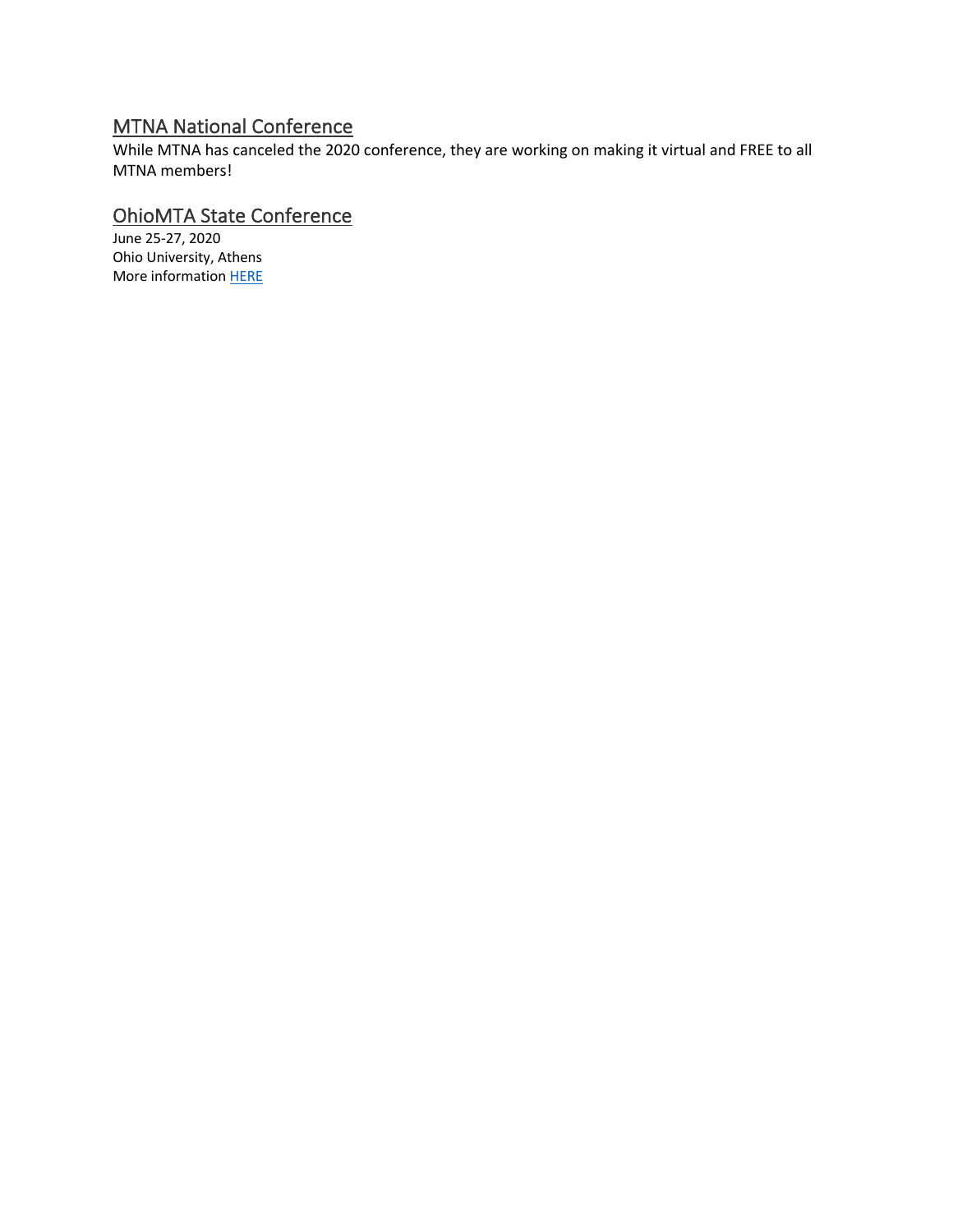## MTNA National Conference

While MTNA has canceled the 2020 conference, they are working on making it virtual and FREE to all MTNA members!

## OhioMTA State Conference

June 25-27, 2020
Ohio University, Athens
More information HERE